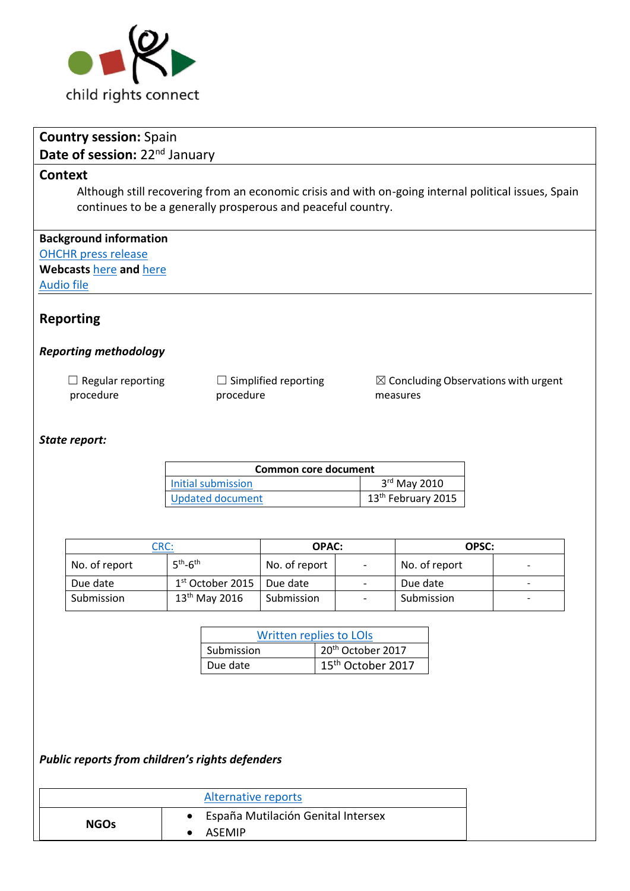child rights connect

**Country session:** Spain
**Date of session:** 22nd January

## Context

Although still recovering from an economic crisis and with on-going internal political issues, Spain continues to be a generally prosperous and peaceful country.

**Background information**
OHCHR press release
**Webcasts** here **and** here
Audio file

## Reporting

### *Reporting methodology*

☐ Regular reporting procedure ☐ Simplified reporting procedure ☒ Concluding Observations with urgent measures

### *State report:*

| Common core document | |
|---|---|
| Initial submission | 3rd May 2010 |
| Updated document | 13th February 2015 |

| CRC: | | OPAC: | | OPSC: | |
|---|---|---|---|---|---|
| No. of report | 5th-6th | No. of report | - | No. of report | - |
| Due date | 1st October 2015 | Due date | - | Due date | - |
| Submission | 13th May 2016 | Submission | - | Submission | - |

| Written replies to LOIs | |
|---|---|
| Submission | 20th October 2017 |
| Due date | 15th October 2017 |

### *Public reports from children's rights defenders*

| Alternative reports | |
|---|---|
| **NGOs** | • España Mutilación Genital Intersex<br>• ASEMIP |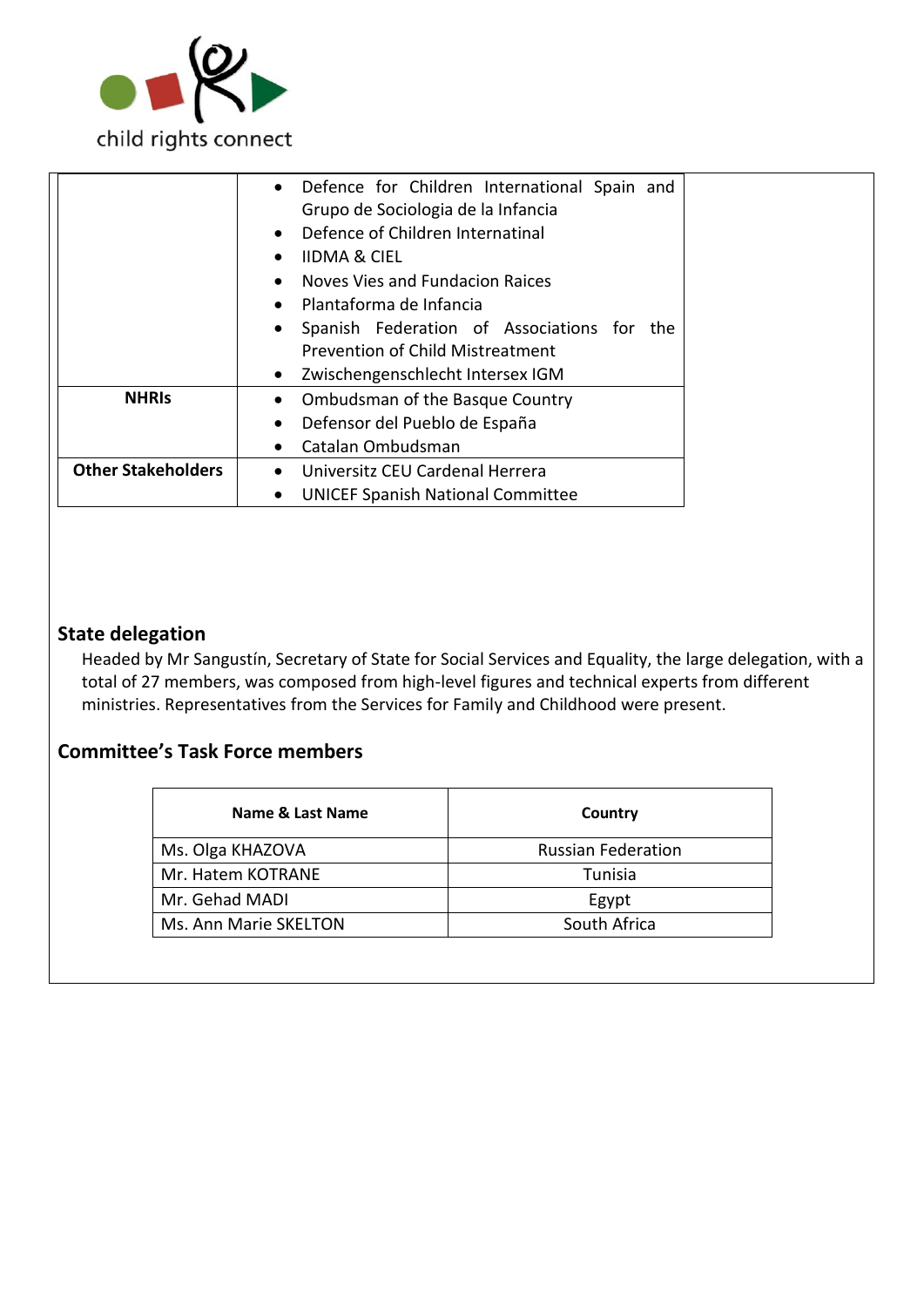| | |
|---|---|
| | • Defence for Children International Spain and Grupo de Sociologia de la Infancia<br>• Defence of Children Internatinal<br>• IIDMA & CIEL<br>• Noves Vies and Fundacion Raices<br>• Plantaforma de Infancia<br>• Spanish Federation of Associations for the Prevention of Child Mistreatment<br>• Zwischengenschlecht Intersex IGM |
| **NHRIs** | • Ombudsman of the Basque Country<br>• Defensor del Pueblo de España<br>• Catalan Ombudsman |
| **Other Stakeholders** | • Universitz CEU Cardenal Herrera<br>• UNICEF Spanish National Committee |

## State delegation

Headed by Mr Sangustín, Secretary of State for Social Services and Equality, the large delegation, with a total of 27 members, was composed from high-level figures and technical experts from different ministries. Representatives from the Services for Family and Childhood were present.

## Committee's Task Force members

| Name & Last Name | Country |
|---|---|
| Ms. Olga KHAZOVA | Russian Federation |
| Mr. Hatem KOTRANE | Tunisia |
| Mr. Gehad MADI | Egypt |
| Ms. Ann Marie SKELTON | South Africa |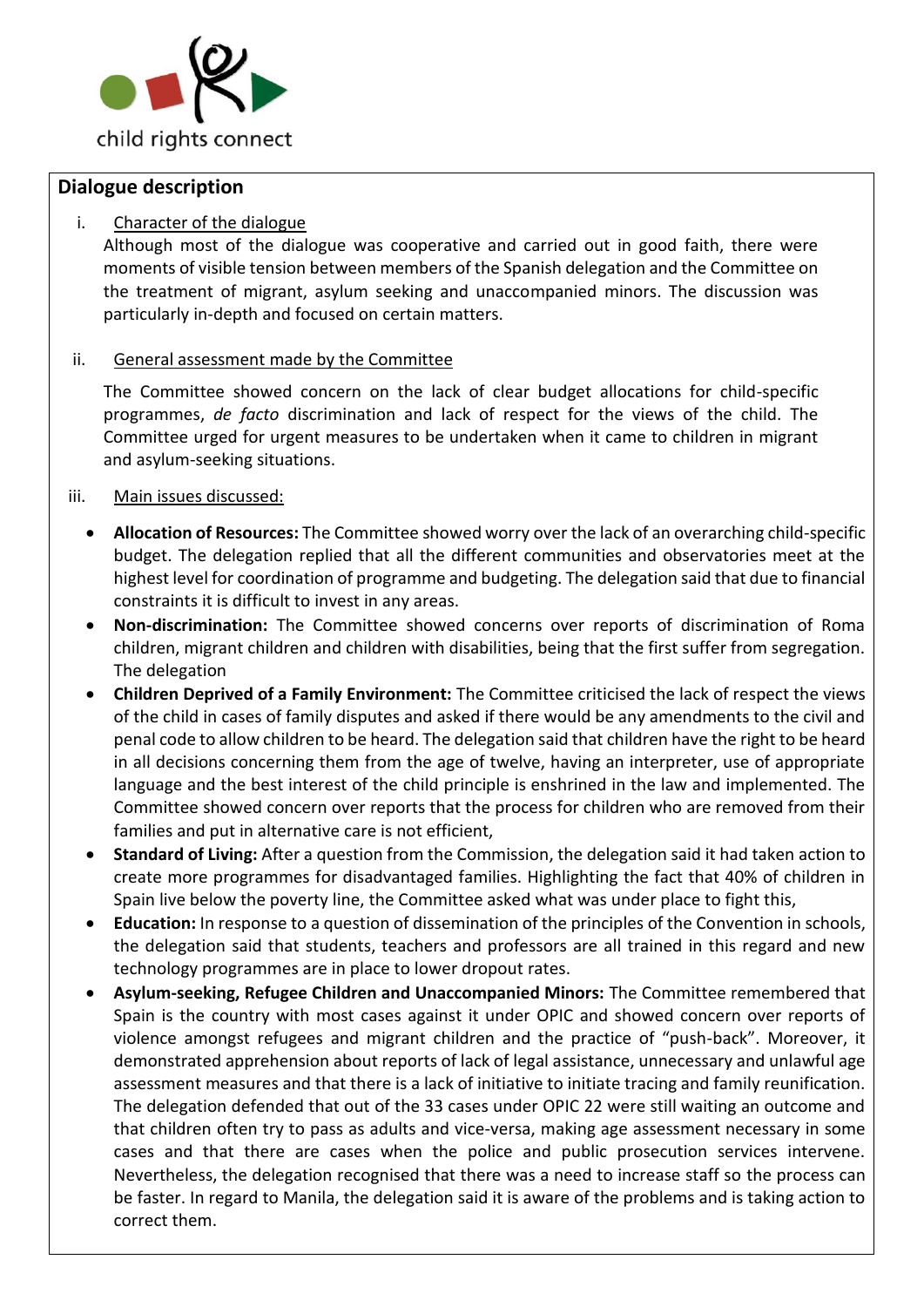## Dialogue description

i. Character of the dialogue

Although most of the dialogue was cooperative and carried out in good faith, there were moments of visible tension between members of the Spanish delegation and the Committee on the treatment of migrant, asylum seeking and unaccompanied minors. The discussion was particularly in-depth and focused on certain matters.

ii. General assessment made by the Committee

The Committee showed concern on the lack of clear budget allocations for child-specific programmes, *de facto* discrimination and lack of respect for the views of the child. The Committee urged for urgent measures to be undertaken when it came to children in migrant and asylum-seeking situations.

iii. Main issues discussed:

- **Allocation of Resources:** The Committee showed worry over the lack of an overarching child-specific budget. The delegation replied that all the different communities and observatories meet at the highest level for coordination of programme and budgeting. The delegation said that due to financial constraints it is difficult to invest in any areas.
- **Non-discrimination:** The Committee showed concerns over reports of discrimination of Roma children, migrant children and children with disabilities, being that the first suffer from segregation. The delegation
- **Children Deprived of a Family Environment:** The Committee criticised the lack of respect the views of the child in cases of family disputes and asked if there would be any amendments to the civil and penal code to allow children to be heard. The delegation said that children have the right to be heard in all decisions concerning them from the age of twelve, having an interpreter, use of appropriate language and the best interest of the child principle is enshrined in the law and implemented. The Committee showed concern over reports that the process for children who are removed from their families and put in alternative care is not efficient,
- **Standard of Living:** After a question from the Commission, the delegation said it had taken action to create more programmes for disadvantaged families. Highlighting the fact that 40% of children in Spain live below the poverty line, the Committee asked what was under place to fight this,
- **Education:** In response to a question of dissemination of the principles of the Convention in schools, the delegation said that students, teachers and professors are all trained in this regard and new technology programmes are in place to lower dropout rates.
- **Asylum-seeking, Refugee Children and Unaccompanied Minors:** The Committee remembered that Spain is the country with most cases against it under OPIC and showed concern over reports of violence amongst refugees and migrant children and the practice of "push-back". Moreover, it demonstrated apprehension about reports of lack of legal assistance, unnecessary and unlawful age assessment measures and that there is a lack of initiative to initiate tracing and family reunification. The delegation defended that out of the 33 cases under OPIC 22 were still waiting an outcome and that children often try to pass as adults and vice-versa, making age assessment necessary in some cases and that there are cases when the police and public prosecution services intervene. Nevertheless, the delegation recognised that there was a need to increase staff so the process can be faster. In regard to Manila, the delegation said it is aware of the problems and is taking action to correct them.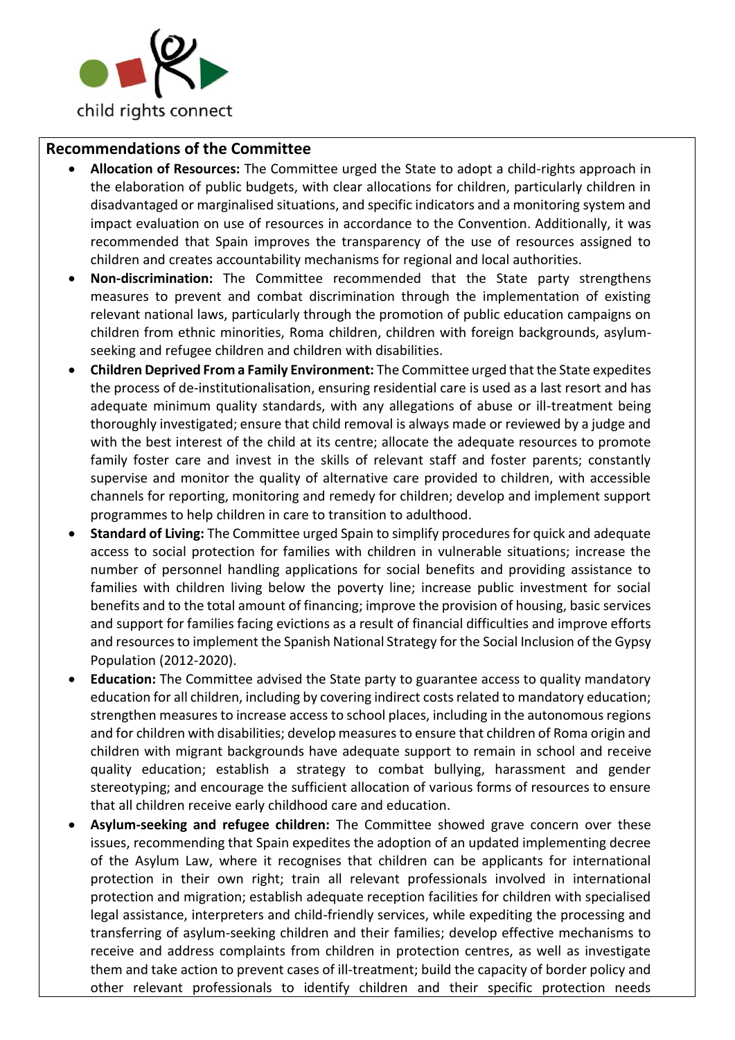## Recommendations of the Committee

- **Allocation of Resources:** The Committee urged the State to adopt a child-rights approach in the elaboration of public budgets, with clear allocations for children, particularly children in disadvantaged or marginalised situations, and specific indicators and a monitoring system and impact evaluation on use of resources in accordance to the Convention. Additionally, it was recommended that Spain improves the transparency of the use of resources assigned to children and creates accountability mechanisms for regional and local authorities.
- **Non-discrimination:** The Committee recommended that the State party strengthens measures to prevent and combat discrimination through the implementation of existing relevant national laws, particularly through the promotion of public education campaigns on children from ethnic minorities, Roma children, children with foreign backgrounds, asylum-seeking and refugee children and children with disabilities.
- **Children Deprived From a Family Environment:** The Committee urged that the State expedites the process of de-institutionalisation, ensuring residential care is used as a last resort and has adequate minimum quality standards, with any allegations of abuse or ill-treatment being thoroughly investigated; ensure that child removal is always made or reviewed by a judge and with the best interest of the child at its centre; allocate the adequate resources to promote family foster care and invest in the skills of relevant staff and foster parents; constantly supervise and monitor the quality of alternative care provided to children, with accessible channels for reporting, monitoring and remedy for children; develop and implement support programmes to help children in care to transition to adulthood.
- **Standard of Living:** The Committee urged Spain to simplify procedures for quick and adequate access to social protection for families with children in vulnerable situations; increase the number of personnel handling applications for social benefits and providing assistance to families with children living below the poverty line; increase public investment for social benefits and to the total amount of financing; improve the provision of housing, basic services and support for families facing evictions as a result of financial difficulties and improve efforts and resources to implement the Spanish National Strategy for the Social Inclusion of the Gypsy Population (2012-2020).
- **Education:** The Committee advised the State party to guarantee access to quality mandatory education for all children, including by covering indirect costs related to mandatory education; strengthen measures to increase access to school places, including in the autonomous regions and for children with disabilities; develop measures to ensure that children of Roma origin and children with migrant backgrounds have adequate support to remain in school and receive quality education; establish a strategy to combat bullying, harassment and gender stereotyping; and encourage the sufficient allocation of various forms of resources to ensure that all children receive early childhood care and education.
- **Asylum-seeking and refugee children:** The Committee showed grave concern over these issues, recommending that Spain expedites the adoption of an updated implementing decree of the Asylum Law, where it recognises that children can be applicants for international protection in their own right; train all relevant professionals involved in international protection and migration; establish adequate reception facilities for children with specialised legal assistance, interpreters and child-friendly services, while expediting the processing and transferring of asylum-seeking children and their families; develop effective mechanisms to receive and address complaints from children in protection centres, as well as investigate them and take action to prevent cases of ill-treatment; build the capacity of border policy and other relevant professionals to identify children and their specific protection needs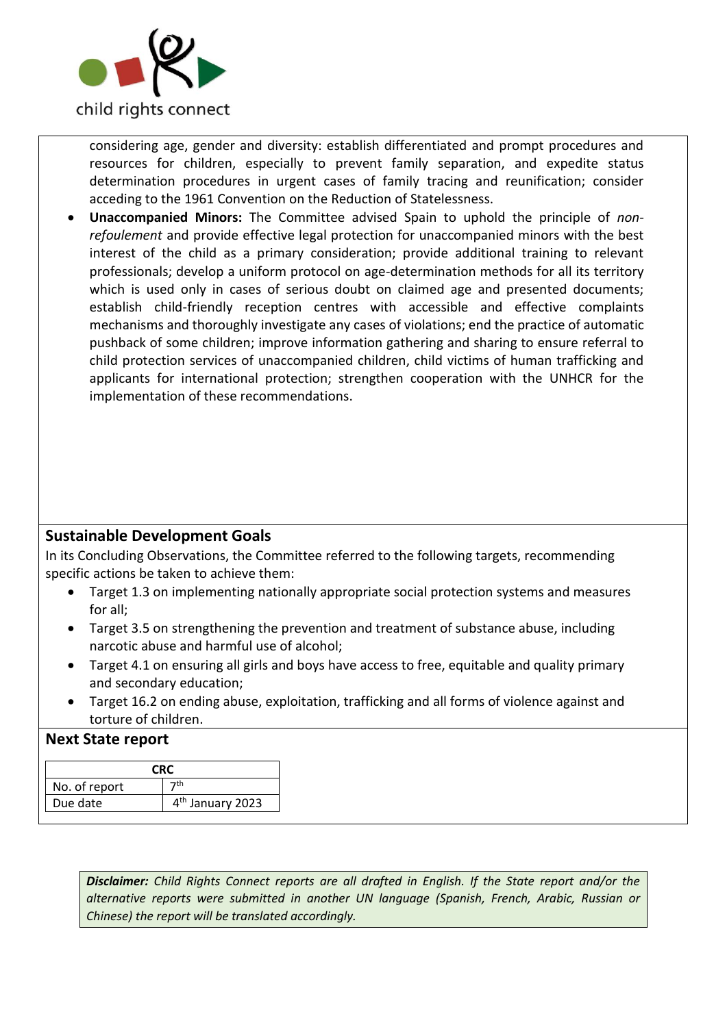considering age, gender and diversity: establish differentiated and prompt procedures and resources for children, especially to prevent family separation, and expedite status determination procedures in urgent cases of family tracing and reunification; consider acceding to the 1961 Convention on the Reduction of Statelessness.

- **Unaccompanied Minors:** The Committee advised Spain to uphold the principle of *non-refoulement* and provide effective legal protection for unaccompanied minors with the best interest of the child as a primary consideration; provide additional training to relevant professionals; develop a uniform protocol on age-determination methods for all its territory which is used only in cases of serious doubt on claimed age and presented documents; establish child-friendly reception centres with accessible and effective complaints mechanisms and thoroughly investigate any cases of violations; end the practice of automatic pushback of some children; improve information gathering and sharing to ensure referral to child protection services of unaccompanied children, child victims of human trafficking and applicants for international protection; strengthen cooperation with the UNHCR for the implementation of these recommendations.

## Sustainable Development Goals

In its Concluding Observations, the Committee referred to the following targets, recommending specific actions be taken to achieve them:

- Target 1.3 on implementing nationally appropriate social protection systems and measures for all;
- Target 3.5 on strengthening the prevention and treatment of substance abuse, including narcotic abuse and harmful use of alcohol;
- Target 4.1 on ensuring all girls and boys have access to free, equitable and quality primary and secondary education;
- Target 16.2 on ending abuse, exploitation, trafficking and all forms of violence against and torture of children.

## Next State report

| CRC | |
|---|---|
| No. of report | 7th |
| Due date | 4th January 2023 |

***Disclaimer:** Child Rights Connect reports are all drafted in English. If the State report and/or the alternative reports were submitted in another UN language (Spanish, French, Arabic, Russian or Chinese) the report will be translated accordingly.*